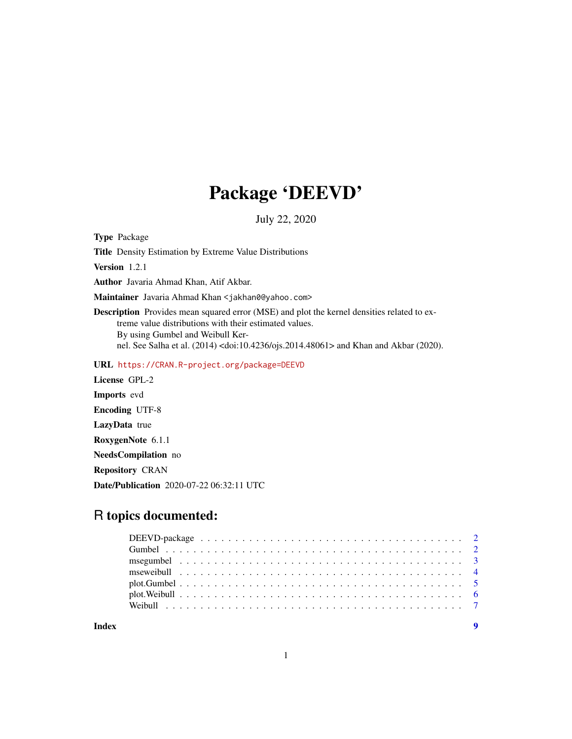# Package 'DEEVD'

July 22, 2020

**Type** Package

**Title** Density Estimation by Extreme Value Distributions

**Version** 1.2.1

**Author** Javaria Ahmad Khan, Atif Akbar.

**Maintainer** Javaria Ahmad Khan <jakhan0@yahoo.com>

**Description** Provides mean squared error (MSE) and plot the kernel densities related to extreme value distributions with their estimated values.
By using Gumbel and Weibull Kernel. See Salha et al. (2014) <doi:10.4236/ojs.2014.48061> and Khan and Akbar (2020).

**URL** https://CRAN.R-project.org/package=DEEVD

**License** GPL-2

**Imports** evd

**Encoding** UTF-8

**LazyData** true

**RoxygenNote** 6.1.1

**NeedsCompilation** no

**Repository** CRAN

**Date/Publication** 2020-07-22 06:32:11 UTC

## R topics documented:

| | |
|---|---|
| DEEVD-package | 2 |
| Gumbel | 2 |
| msegumbel | 3 |
| mseweibull | 4 |
| plot.Gumbel | 5 |
| plot.Weibull | 6 |
| Weibull | 7 |
| **Index** | **9** |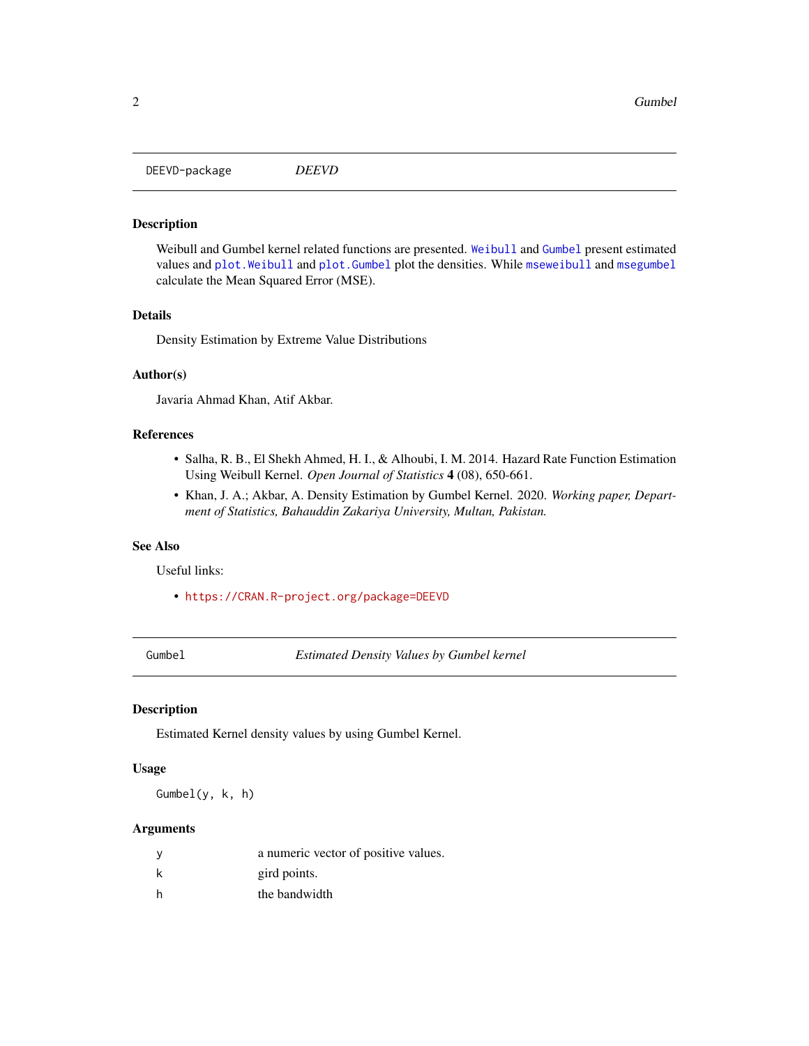## DEEVD-package *DEEVD*

### Description

Weibull and Gumbel kernel related functions are presented. `Weibull` and `Gumbel` present estimated values and `plot.Weibull` and `plot.Gumbel` plot the densities. While `mseweibull` and `msegumbel` calculate the Mean Squared Error (MSE).

### Details

Density Estimation by Extreme Value Distributions

### Author(s)

Javaria Ahmad Khan, Atif Akbar.

### References

- Salha, R. B., El Shekh Ahmed, H. I., & Alhoubi, I. M. 2014. Hazard Rate Function Estimation Using Weibull Kernel. *Open Journal of Statistics* **4** (08), 650-661.
- Khan, J. A.; Akbar, A. Density Estimation by Gumbel Kernel. 2020. *Working paper, Department of Statistics, Bahauddin Zakariya University, Multan, Pakistan.*

### See Also

Useful links:

- `https://CRAN.R-project.org/package=DEEVD`

## Gumbel *Estimated Density Values by Gumbel kernel*

### Description

Estimated Kernel density values by using Gumbel Kernel.

### Usage

```
Gumbel(y, k, h)
```

### Arguments

| | |
|---|---|
| y | a numeric vector of positive values. |
| k | gird points. |
| h | the bandwidth |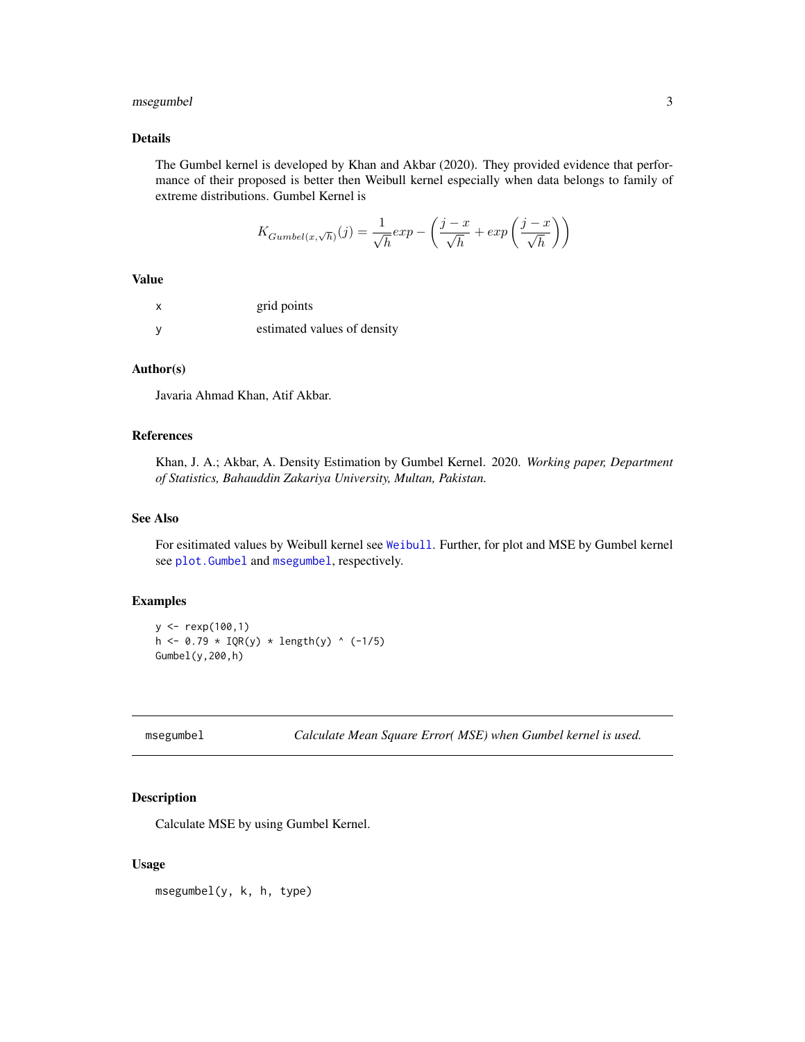### Details

The Gumbel kernel is developed by Khan and Akbar (2020). They provided evidence that performance of their proposed is better then Weibull kernel especially when data belongs to family of extreme distributions. Gumbel Kernel is

$$K_{Gumbel(x,\sqrt{h})}(j) = \frac{1}{\sqrt{h}} exp - \left( \frac{j-x}{\sqrt{h}} + exp \left( \frac{j-x}{\sqrt{h}} \right) \right)$$

### Value

| | |
|---|---|
| x | grid points |
| y | estimated values of density |

### Author(s)

Javaria Ahmad Khan, Atif Akbar.

### References

Khan, J. A.; Akbar, A. Density Estimation by Gumbel Kernel. 2020. *Working paper, Department of Statistics, Bahauddin Zakariya University, Multan, Pakistan.*

### See Also

For esitimated values by Weibull kernel see Weibull. Further, for plot and MSE by Gumbel kernel see plot.Gumbel and msegumbel, respectively.

### Examples

```
y <- rexp(100,1)
h <- 0.79 * IQR(y) * length(y) ^ (-1/5)
Gumbel(y,200,h)
```

---

## msegumbel — *Calculate Mean Square Error( MSE) when Gumbel kernel is used.*

### Description

Calculate MSE by using Gumbel Kernel.

### Usage

```
msegumbel(y, k, h, type)
```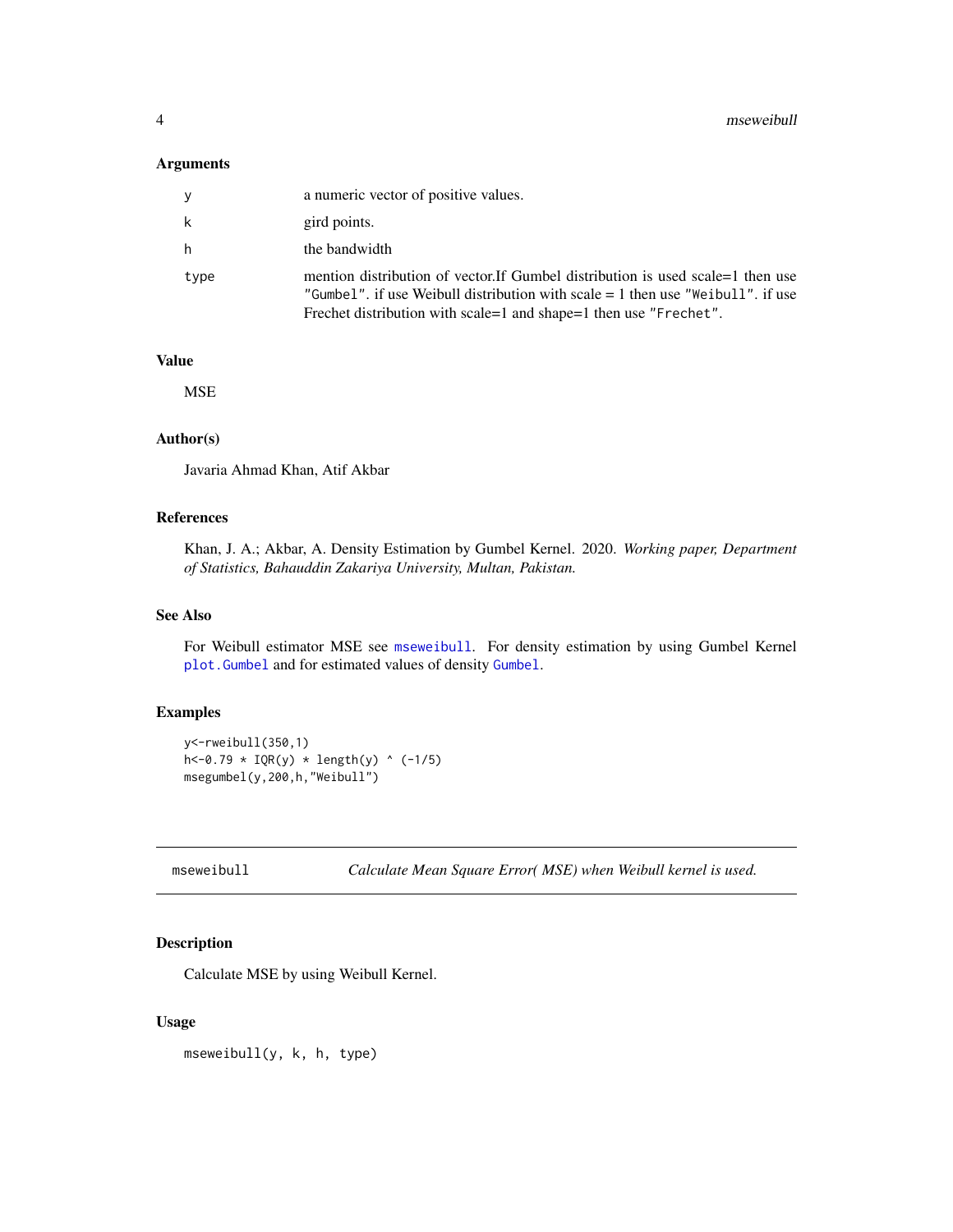### Arguments

| | |
|---|---|
| y | a numeric vector of positive values. |
| k | gird points. |
| h | the bandwidth |
| type | mention distribution of vector.If Gumbel distribution is used scale=1 then use "Gumbel". if use Weibull distribution with scale = 1 then use "Weibull". if use Frechet distribution with scale=1 and shape=1 then use "Frechet". |

### Value

MSE

### Author(s)

Javaria Ahmad Khan, Atif Akbar

### References

Khan, J. A.; Akbar, A. Density Estimation by Gumbel Kernel. 2020. *Working paper, Department of Statistics, Bahauddin Zakariya University, Multan, Pakistan.*

### See Also

For Weibull estimator MSE see mseweibull. For density estimation by using Gumbel Kernel plot.Gumbel and for estimated values of density Gumbel.

### Examples

```
y<-rweibull(350,1)
h<-0.79 * IQR(y) * length(y) ^ (-1/5)
msegumbel(y,200,h,"Weibull")
```

---

## mseweibull *Calculate Mean Square Error( MSE) when Weibull kernel is used.*

### Description

Calculate MSE by using Weibull Kernel.

### Usage

```
mseweibull(y, k, h, type)
```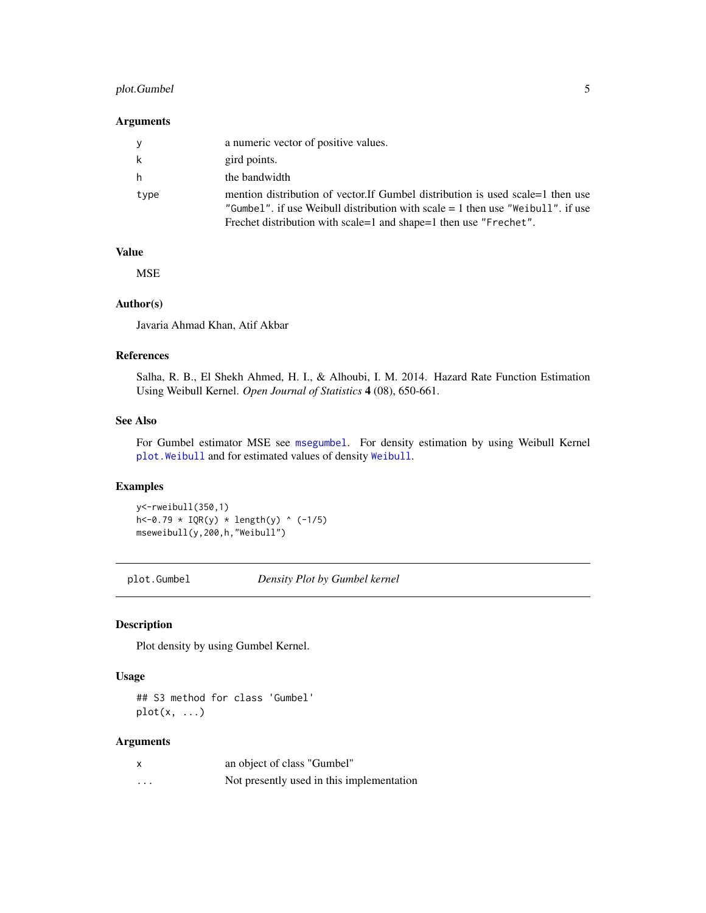### Arguments

| | |
|---|---|
| y | a numeric vector of positive values. |
| k | gird points. |
| h | the bandwidth |
| type | mention distribution of vector.If Gumbel distribution is used scale=1 then use "Gumbel". if use Weibull distribution with scale = 1 then use "Weibull". if use Frechet distribution with scale=1 and shape=1 then use "Frechet". |

### Value

MSE

### Author(s)

Javaria Ahmad Khan, Atif Akbar

### References

Salha, R. B., El Shekh Ahmed, H. I., & Alhoubi, I. M. 2014. Hazard Rate Function Estimation Using Weibull Kernel. *Open Journal of Statistics* **4** (08), 650-661.

### See Also

For Gumbel estimator MSE see `msegumbel`. For density estimation by using Weibull Kernel `plot.Weibull` and for estimated values of density `Weibull`.

### Examples

```
y<-rweibull(350,1)
h<-0.79 * IQR(y) * length(y) ^ (-1/5)
mseweibull(y,200,h,"Weibull")
```

---

## plot.Gumbel — *Density Plot by Gumbel kernel*

### Description

Plot density by using Gumbel Kernel.

### Usage

```
## S3 method for class 'Gumbel'
plot(x, ...)
```

### Arguments

| | |
|---|---|
| x | an object of class "Gumbel" |
| ... | Not presently used in this implementation |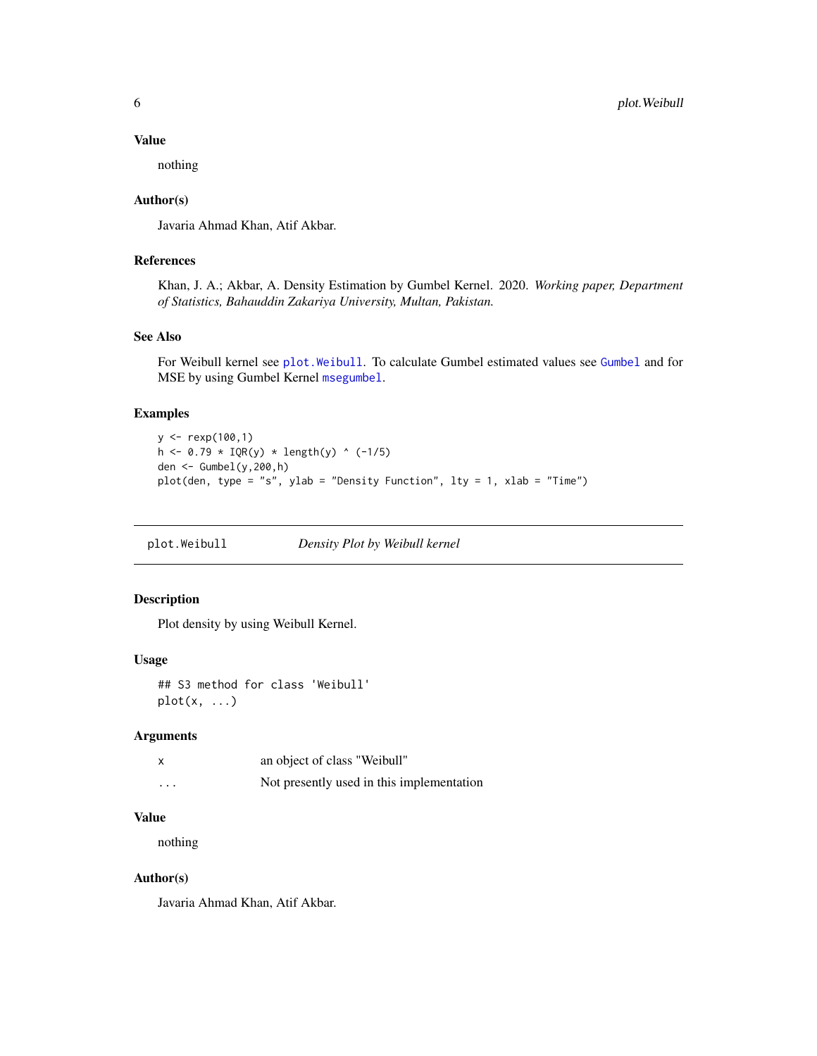### Value

nothing

### Author(s)

Javaria Ahmad Khan, Atif Akbar.

### References

Khan, J. A.; Akbar, A. Density Estimation by Gumbel Kernel. 2020. *Working paper, Department of Statistics, Bahauddin Zakariya University, Multan, Pakistan.*

### See Also

For Weibull kernel see `plot.Weibull`. To calculate Gumbel estimated values see `Gumbel` and for MSE by using Gumbel Kernel `msegumbel`.

### Examples

```
y <- rexp(100,1)
h <- 0.79 * IQR(y) * length(y) ^ (-1/5)
den <- Gumbel(y,200,h)
plot(den, type = "s", ylab = "Density Function", lty = 1, xlab = "Time")
```

---

## plot.Weibull *Density Plot by Weibull kernel*

### Description

Plot density by using Weibull Kernel.

### Usage

```
## S3 method for class 'Weibull'
plot(x, ...)
```

### Arguments

| | |
|---|---|
| x | an object of class "Weibull" |
| ... | Not presently used in this implementation |

### Value

nothing

### Author(s)

Javaria Ahmad Khan, Atif Akbar.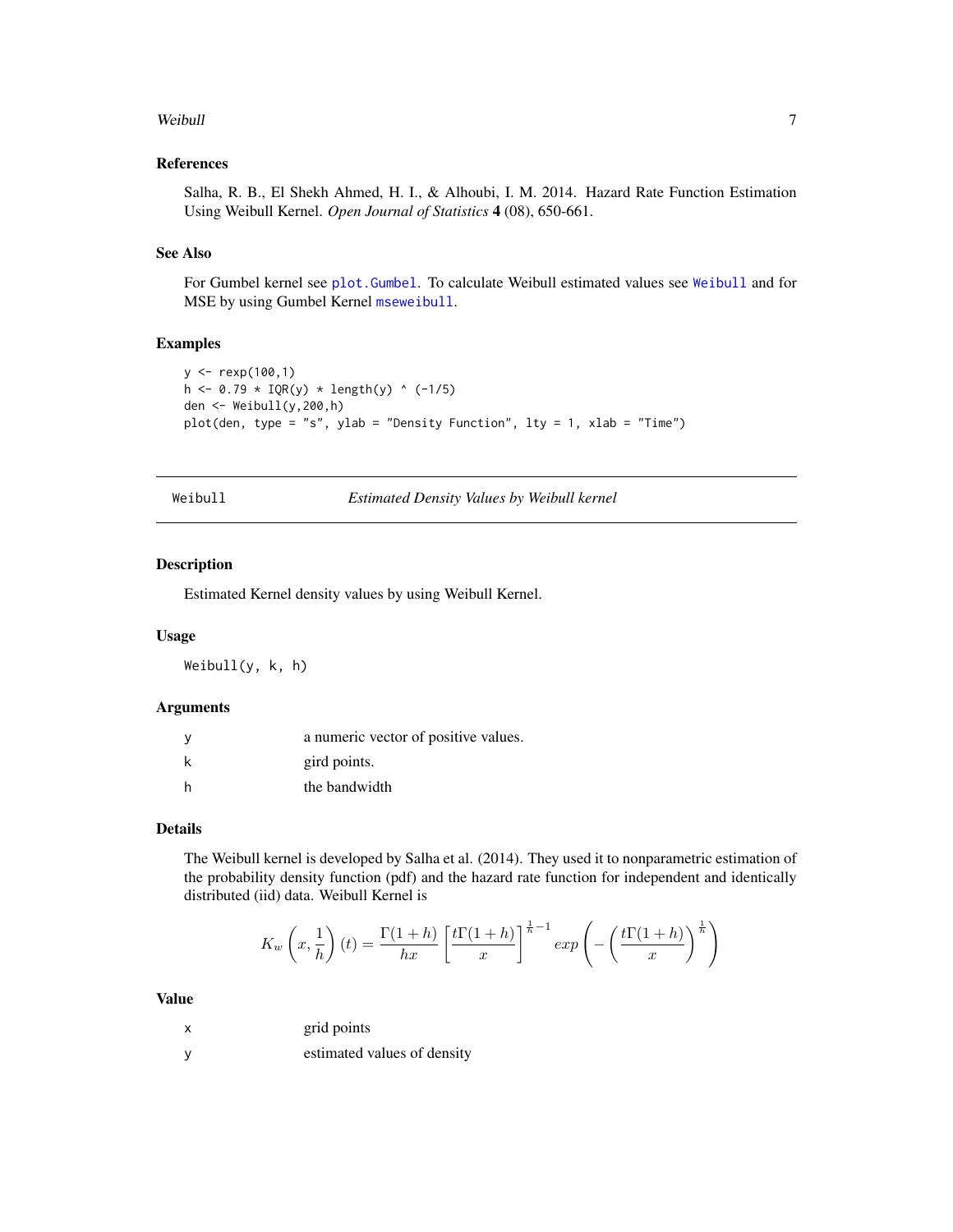## References

Salha, R. B., El Shekh Ahmed, H. I., & Alhoubi, I. M. 2014. Hazard Rate Function Estimation Using Weibull Kernel. *Open Journal of Statistics* **4** (08), 650-661.

## See Also

For Gumbel kernel see `plot.Gumbel`. To calculate Weibull estimated values see `Weibull` and for MSE by using Gumbel Kernel `mseweibull`.

## Examples

```
y <- rexp(100,1)
h <- 0.79 * IQR(y) * length(y) ^ (-1/5)
den <- Weibull(y,200,h)
plot(den, type = "s", ylab = "Density Function", lty = 1, xlab = "Time")
```

---

# Weibull — *Estimated Density Values by Weibull kernel*

## Description

Estimated Kernel density values by using Weibull Kernel.

## Usage

```
Weibull(y, k, h)
```

## Arguments

| | |
|---|---|
| y | a numeric vector of positive values. |
| k | gird points. |
| h | the bandwidth |

## Details

The Weibull kernel is developed by Salha et al. (2014). They used it to nonparametric estimation of the probability density function (pdf) and the hazard rate function for independent and identically distributed (iid) data. Weibull Kernel is

$$K_w\left(x, \frac{1}{h}\right)(t) = \frac{\Gamma(1+h)}{hx}\left[\frac{t\Gamma(1+h)}{x}\right]^{\frac{1}{h}-1} exp\left(-\left(\frac{t\Gamma(1+h)}{x}\right)^{\frac{1}{h}}\right)$$

## Value

| | |
|---|---|
| x | grid points |
| y | estimated values of density |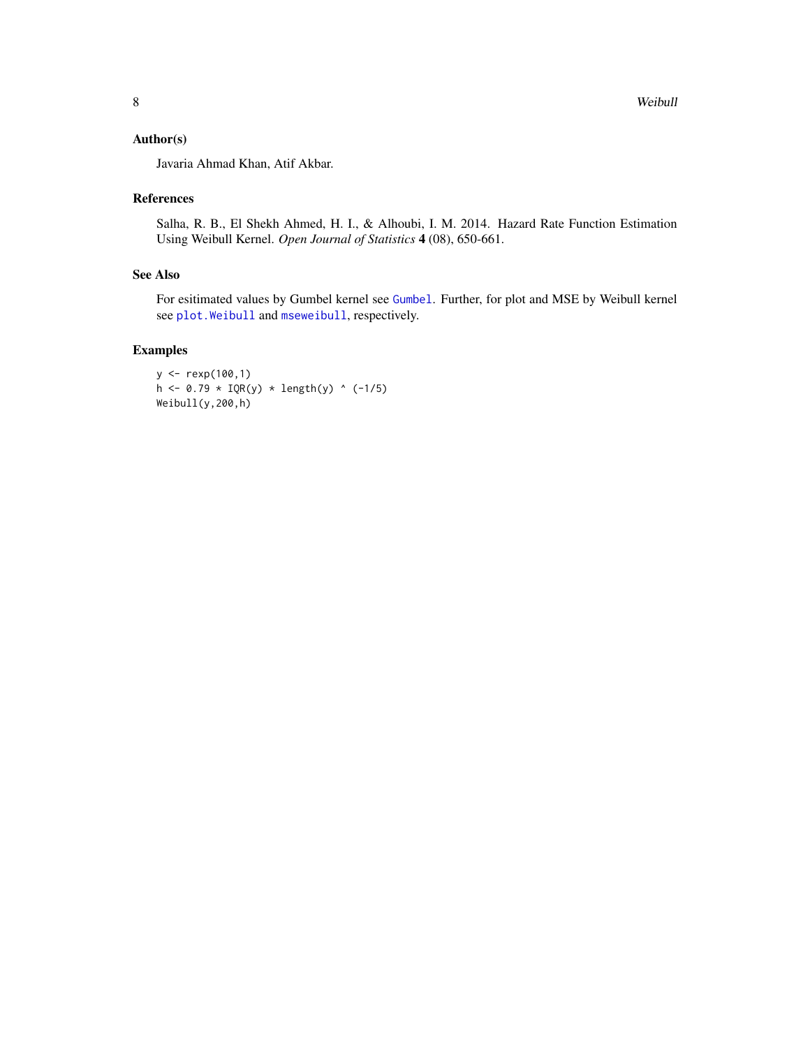## Author(s)

Javaria Ahmad Khan, Atif Akbar.

## References

Salha, R. B., El Shekh Ahmed, H. I., & Alhoubi, I. M. 2014. Hazard Rate Function Estimation Using Weibull Kernel. *Open Journal of Statistics* **4** (08), 650-661.

## See Also

For esitimated values by Gumbel kernel see `Gumbel`. Further, for plot and MSE by Weibull kernel see `plot.Weibull` and `mseweibull`, respectively.

## Examples

```
y <- rexp(100,1)
h <- 0.79 * IQR(y) * length(y) ^ (-1/5)
Weibull(y,200,h)
```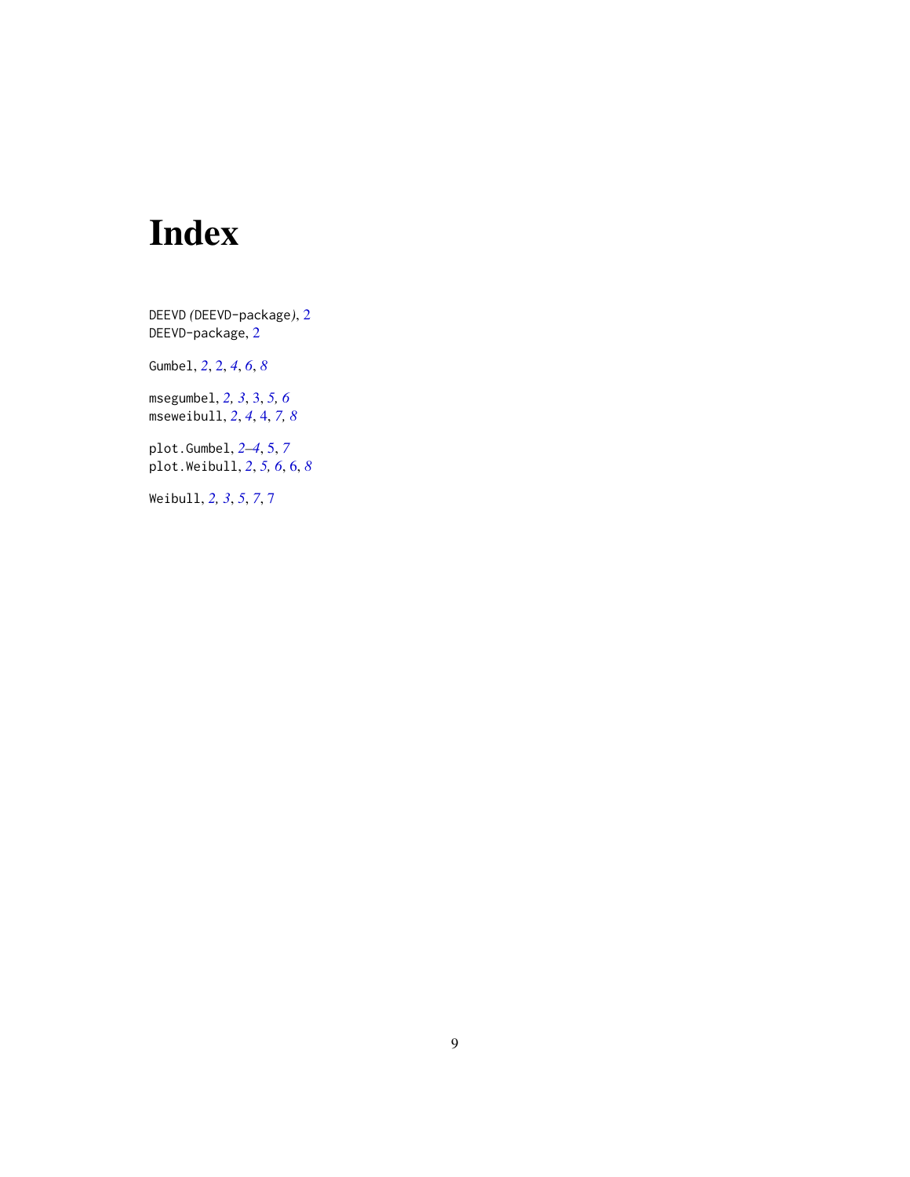# Index

DEEVD (DEEVD-package), 2
DEEVD-package, 2

Gumbel, *2*, 2, *4*, *6*, *8*

msegumbel, *2, 3*, 3, *5, 6*
mseweibull, *2*, *4*, 4, *7, 8*

plot.Gumbel, *2–4*, 5, *7*
plot.Weibull, *2*, *5, 6*, 6, *8*

Weibull, *2, 3*, *5*, *7*, 7